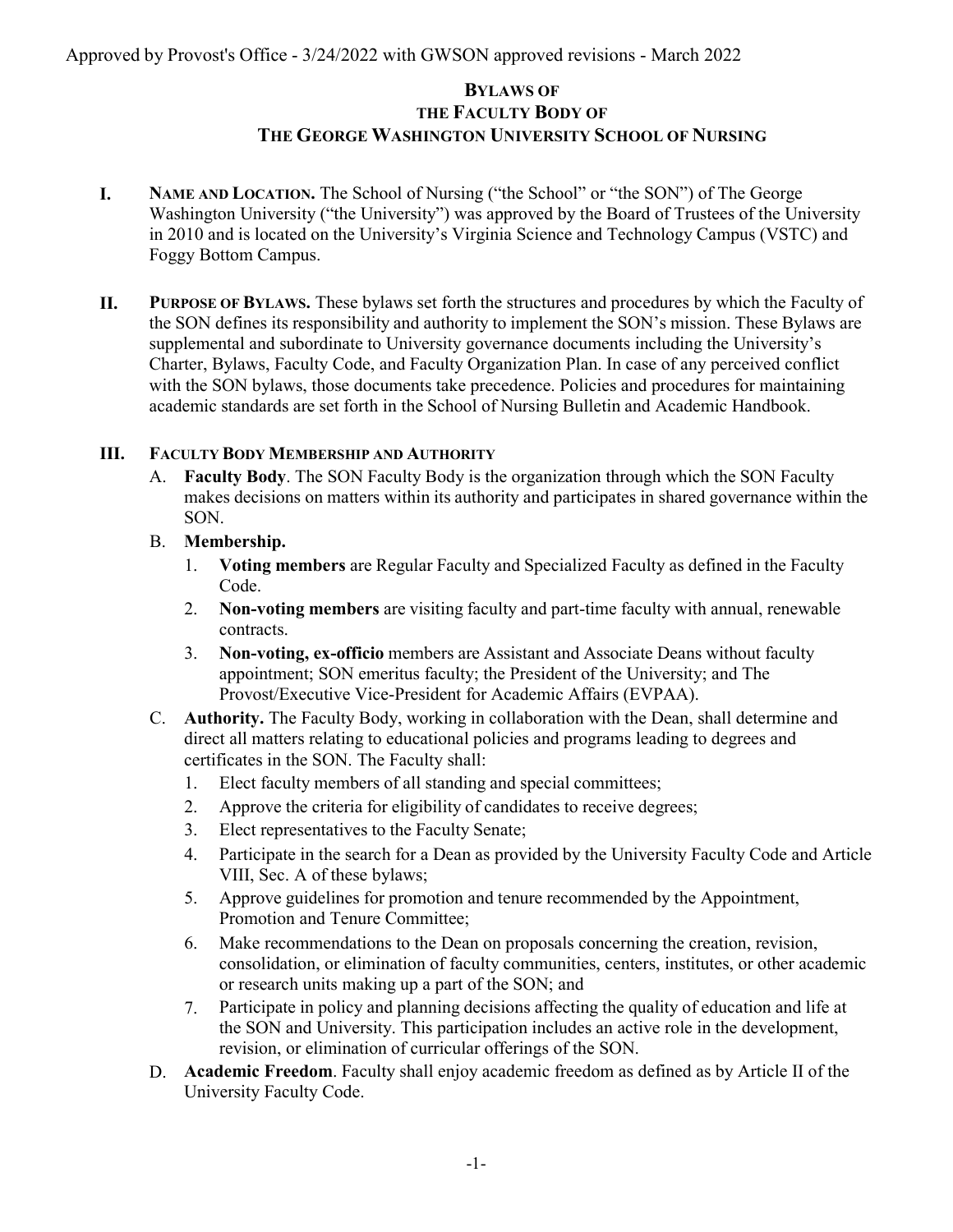Approved by Provost's Office - 3/24/2022 with GWSON approved revisions - March 2022

# BYLAWS OF THE FACULTY BODY OF THE GEORGE WASHINGTON UNIVERSITY SCHOOL OF NURSING

**I. NAME AND LOCATION.** The School of Nursing ("the School" or "the SON") of The George Washington University ("the University") was approved by the Board of Trustees of the University in 2010 and is located on the University's Virginia Science and Technology Campus (VSTC) and Foggy Bottom Campus.

**II. PURPOSE OF BYLAWS.** These bylaws set forth the structures and procedures by which the Faculty of the SON defines its responsibility and authority to implement the SON's mission. These Bylaws are supplemental and subordinate to University governance documents including the University's Charter, Bylaws, Faculty Code, and Faculty Organization Plan. In case of any perceived conflict with the SON bylaws, those documents take precedence. Policies and procedures for maintaining academic standards are set forth in the School of Nursing Bulletin and Academic Handbook.

**III. FACULTY BODY MEMBERSHIP AND AUTHORITY**

A. **Faculty Body**. The SON Faculty Body is the organization through which the SON Faculty makes decisions on matters within its authority and participates in shared governance within the SON.

B. **Membership.**

1. **Voting members** are Regular Faculty and Specialized Faculty as defined in the Faculty Code.
2. **Non-voting members** are visiting faculty and part-time faculty with annual, renewable contracts.
3. **Non-voting, ex-officio** members are Assistant and Associate Deans without faculty appointment; SON emeritus faculty; the President of the University; and The Provost/Executive Vice-President for Academic Affairs (EVPAA).

C. **Authority.** The Faculty Body, working in collaboration with the Dean, shall determine and direct all matters relating to educational policies and programs leading to degrees and certificates in the SON. The Faculty shall:

1. Elect faculty members of all standing and special committees;
2. Approve the criteria for eligibility of candidates to receive degrees;
3. Elect representatives to the Faculty Senate;
4. Participate in the search for a Dean as provided by the University Faculty Code and Article VIII, Sec. A of these bylaws;
5. Approve guidelines for promotion and tenure recommended by the Appointment, Promotion and Tenure Committee;
6. Make recommendations to the Dean on proposals concerning the creation, revision, consolidation, or elimination of faculty communities, centers, institutes, or other academic or research units making up a part of the SON; and
7. Participate in policy and planning decisions affecting the quality of education and life at the SON and University. This participation includes an active role in the development, revision, or elimination of curricular offerings of the SON.

D. **Academic Freedom**. Faculty shall enjoy academic freedom as defined as by Article II of the University Faculty Code.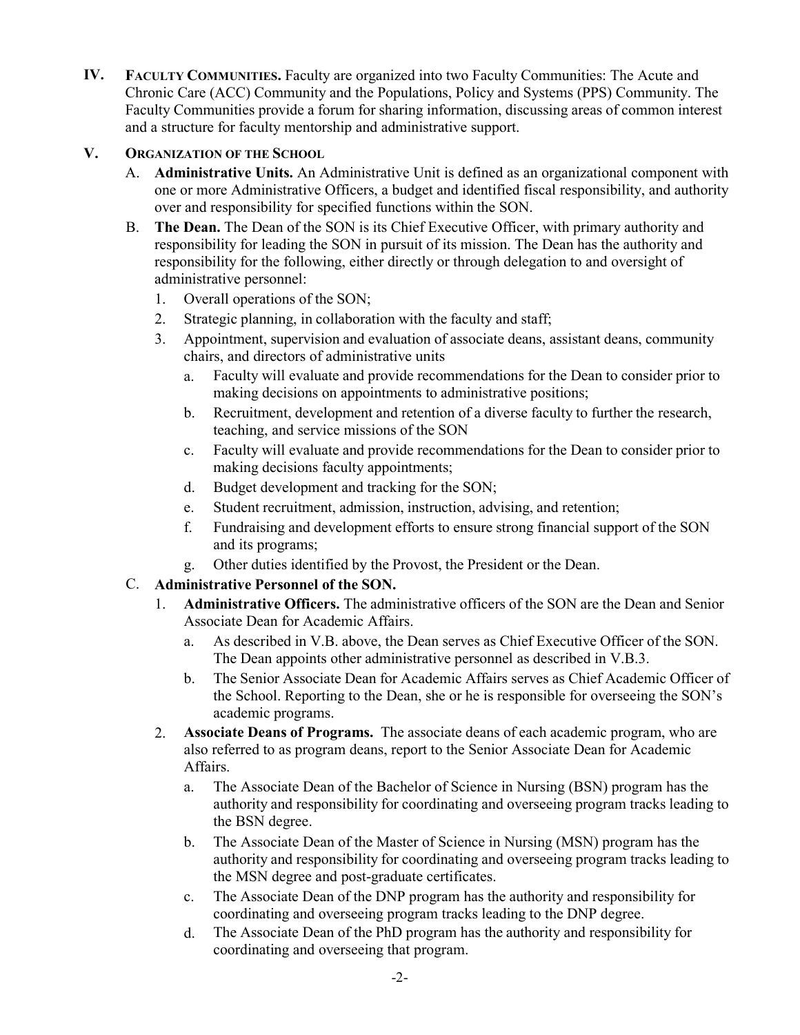**IV. Faculty Communities.** Faculty are organized into two Faculty Communities: The Acute and Chronic Care (ACC) Community and the Populations, Policy and Systems (PPS) Community. The Faculty Communities provide a forum for sharing information, discussing areas of common interest and a structure for faculty mentorship and administrative support.

**V. Organization of the School**

A. **Administrative Units.** An Administrative Unit is defined as an organizational component with one or more Administrative Officers, a budget and identified fiscal responsibility, and authority over and responsibility for specified functions within the SON.

B. **The Dean.** The Dean of the SON is its Chief Executive Officer, with primary authority and responsibility for leading the SON in pursuit of its mission. The Dean has the authority and responsibility for the following, either directly or through delegation to and oversight of administrative personnel:

1. Overall operations of the SON;
2. Strategic planning, in collaboration with the faculty and staff;
3. Appointment, supervision and evaluation of associate deans, assistant deans, community chairs, and directors of administrative units
   a. Faculty will evaluate and provide recommendations for the Dean to consider prior to making decisions on appointments to administrative positions;
   b. Recruitment, development and retention of a diverse faculty to further the research, teaching, and service missions of the SON
   c. Faculty will evaluate and provide recommendations for the Dean to consider prior to making decisions faculty appointments;
   d. Budget development and tracking for the SON;
   e. Student recruitment, admission, instruction, advising, and retention;
   f. Fundraising and development efforts to ensure strong financial support of the SON and its programs;
   g. Other duties identified by the Provost, the President or the Dean.

C. **Administrative Personnel of the SON.**

1. **Administrative Officers.** The administrative officers of the SON are the Dean and Senior Associate Dean for Academic Affairs.
   a. As described in V.B. above, the Dean serves as Chief Executive Officer of the SON. The Dean appoints other administrative personnel as described in V.B.3.
   b. The Senior Associate Dean for Academic Affairs serves as Chief Academic Officer of the School. Reporting to the Dean, she or he is responsible for overseeing the SON's academic programs.
2. **Associate Deans of Programs.** The associate deans of each academic program, who are also referred to as program deans, report to the Senior Associate Dean for Academic Affairs.
   a. The Associate Dean of the Bachelor of Science in Nursing (BSN) program has the authority and responsibility for coordinating and overseeing program tracks leading to the BSN degree.
   b. The Associate Dean of the Master of Science in Nursing (MSN) program has the authority and responsibility for coordinating and overseeing program tracks leading to the MSN degree and post-graduate certificates.
   c. The Associate Dean of the DNP program has the authority and responsibility for coordinating and overseeing program tracks leading to the DNP degree.
   d. The Associate Dean of the PhD program has the authority and responsibility for coordinating and overseeing that program.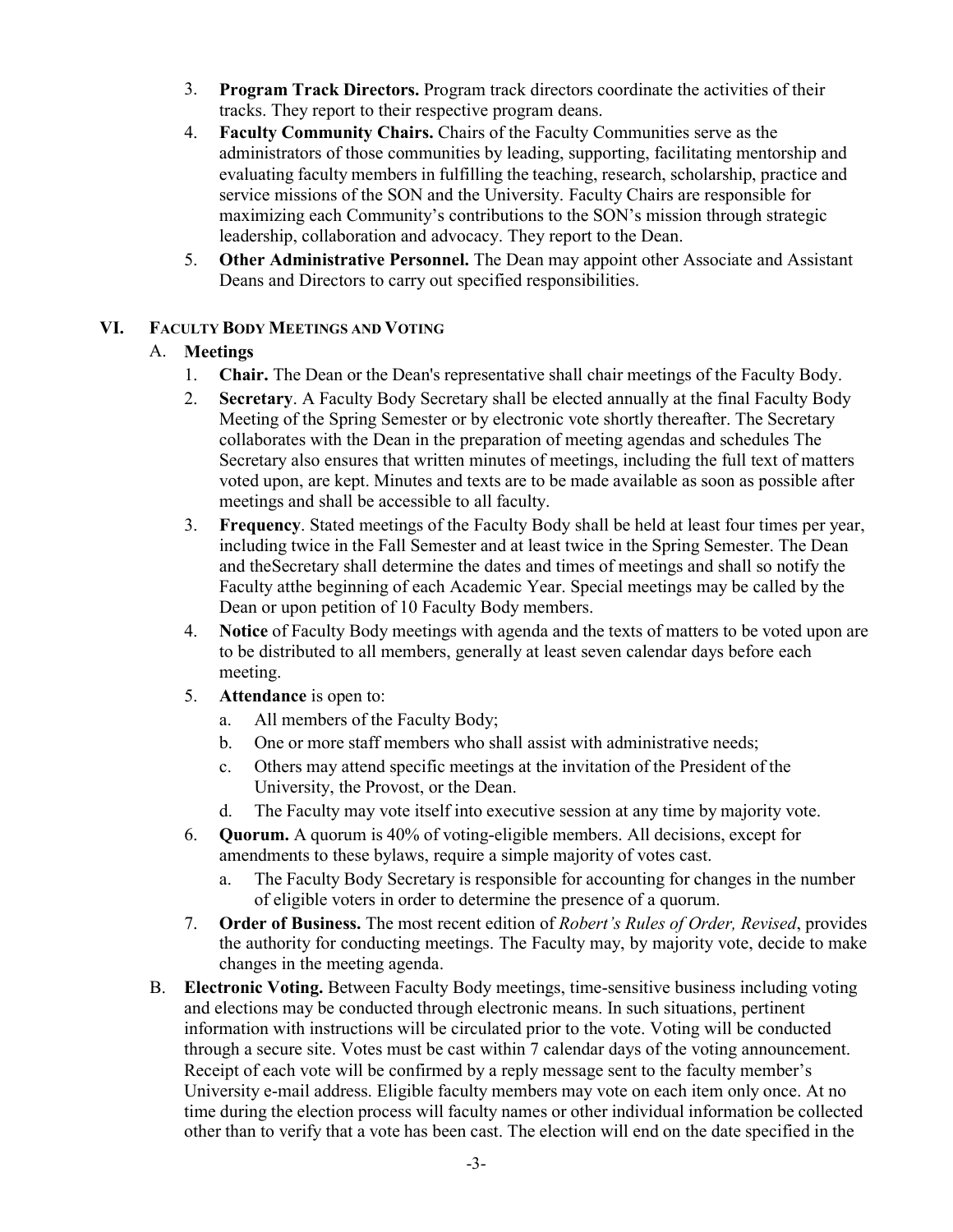3. **Program Track Directors.** Program track directors coordinate the activities of their tracks. They report to their respective program deans.
4. **Faculty Community Chairs.** Chairs of the Faculty Communities serve as the administrators of those communities by leading, supporting, facilitating mentorship and evaluating faculty members in fulfilling the teaching, research, scholarship, practice and service missions of the SON and the University. Faculty Chairs are responsible for maximizing each Community's contributions to the SON's mission through strategic leadership, collaboration and advocacy. They report to the Dean.
5. **Other Administrative Personnel.** The Dean may appoint other Associate and Assistant Deans and Directors to carry out specified responsibilities.

## VI. Faculty Body Meetings and Voting

### A. Meetings

1. **Chair.** The Dean or the Dean's representative shall chair meetings of the Faculty Body.
2. **Secretary**. A Faculty Body Secretary shall be elected annually at the final Faculty Body Meeting of the Spring Semester or by electronic vote shortly thereafter. The Secretary collaborates with the Dean in the preparation of meeting agendas and schedules The Secretary also ensures that written minutes of meetings, including the full text of matters voted upon, are kept. Minutes and texts are to be made available as soon as possible after meetings and shall be accessible to all faculty.
3. **Frequency**. Stated meetings of the Faculty Body shall be held at least four times per year, including twice in the Fall Semester and at least twice in the Spring Semester. The Dean and theSecretary shall determine the dates and times of meetings and shall so notify the Faculty atthe beginning of each Academic Year. Special meetings may be called by the Dean or upon petition of 10 Faculty Body members.
4. **Notice** of Faculty Body meetings with agenda and the texts of matters to be voted upon are to be distributed to all members, generally at least seven calendar days before each meeting.
5. **Attendance** is open to:
   a. All members of the Faculty Body;
   b. One or more staff members who shall assist with administrative needs;
   c. Others may attend specific meetings at the invitation of the President of the University, the Provost, or the Dean.
   d. The Faculty may vote itself into executive session at any time by majority vote.
6. **Quorum.** A quorum is 40% of voting-eligible members. All decisions, except for amendments to these bylaws, require a simple majority of votes cast.
   a. The Faculty Body Secretary is responsible for accounting for changes in the number of eligible voters in order to determine the presence of a quorum.
7. **Order of Business.** The most recent edition of *Robert's Rules of Order, Revised*, provides the authority for conducting meetings. The Faculty may, by majority vote, decide to make changes in the meeting agenda.

### B. Electronic Voting.

Between Faculty Body meetings, time-sensitive business including voting and elections may be conducted through electronic means. In such situations, pertinent information with instructions will be circulated prior to the vote. Voting will be conducted through a secure site. Votes must be cast within 7 calendar days of the voting announcement. Receipt of each vote will be confirmed by a reply message sent to the faculty member's University e-mail address. Eligible faculty members may vote on each item only once. At no time during the election process will faculty names or other individual information be collected other than to verify that a vote has been cast. The election will end on the date specified in the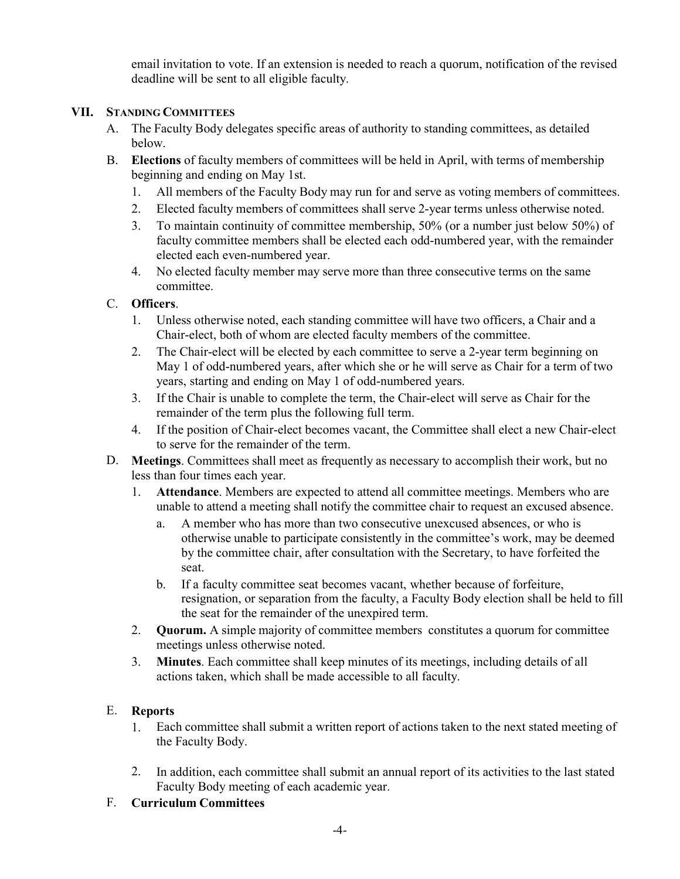email invitation to vote. If an extension is needed to reach a quorum, notification of the revised deadline will be sent to all eligible faculty.

## VII. Standing Committees

A. The Faculty Body delegates specific areas of authority to standing committees, as detailed below.

B. **Elections** of faculty members of committees will be held in April, with terms of membership beginning and ending on May 1st.

1. All members of the Faculty Body may run for and serve as voting members of committees.
2. Elected faculty members of committees shall serve 2-year terms unless otherwise noted.
3. To maintain continuity of committee membership, 50% (or a number just below 50%) of faculty committee members shall be elected each odd-numbered year, with the remainder elected each even-numbered year.
4. No elected faculty member may serve more than three consecutive terms on the same committee.

C. **Officers**.

1. Unless otherwise noted, each standing committee will have two officers, a Chair and a Chair-elect, both of whom are elected faculty members of the committee.
2. The Chair-elect will be elected by each committee to serve a 2-year term beginning on May 1 of odd-numbered years, after which she or he will serve as Chair for a term of two years, starting and ending on May 1 of odd-numbered years.
3. If the Chair is unable to complete the term, the Chair-elect will serve as Chair for the remainder of the term plus the following full term.
4. If the position of Chair-elect becomes vacant, the Committee shall elect a new Chair-elect to serve for the remainder of the term.

D. **Meetings**. Committees shall meet as frequently as necessary to accomplish their work, but no less than four times each year.

1. **Attendance**. Members are expected to attend all committee meetings. Members who are unable to attend a meeting shall notify the committee chair to request an excused absence.
    a. A member who has more than two consecutive unexcused absences, or who is otherwise unable to participate consistently in the committee's work, may be deemed by the committee chair, after consultation with the Secretary, to have forfeited the seat.
    b. If a faculty committee seat becomes vacant, whether because of forfeiture, resignation, or separation from the faculty, a Faculty Body election shall be held to fill the seat for the remainder of the unexpired term.
2. **Quorum.** A simple majority of committee members constitutes a quorum for committee meetings unless otherwise noted.
3. **Minutes**. Each committee shall keep minutes of its meetings, including details of all actions taken, which shall be made accessible to all faculty.

E. **Reports**

1. Each committee shall submit a written report of actions taken to the next stated meeting of the Faculty Body.
2. In addition, each committee shall submit an annual report of its activities to the last stated Faculty Body meeting of each academic year.

F. **Curriculum Committees**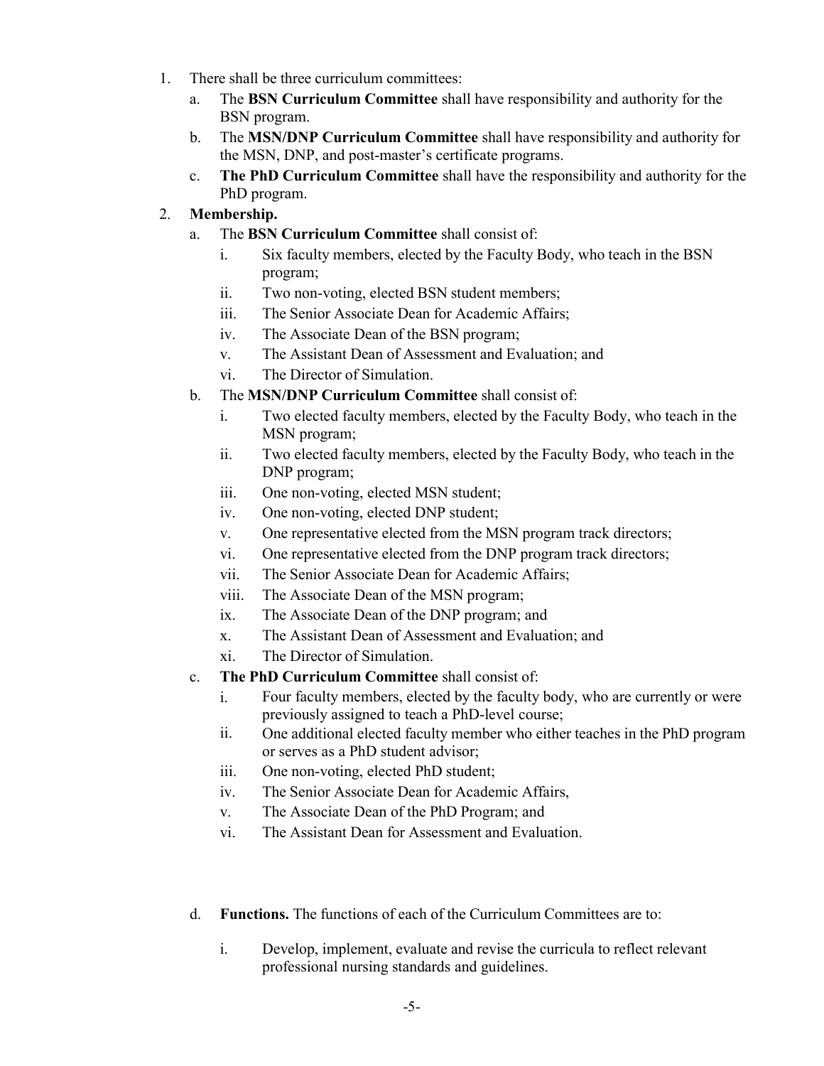1. There shall be three curriculum committees:
    a. The **BSN Curriculum Committee** shall have responsibility and authority for the BSN program.
    b. The **MSN/DNP Curriculum Committee** shall have responsibility and authority for the MSN, DNP, and post-master's certificate programs.
    c. **The PhD Curriculum Committee** shall have the responsibility and authority for the PhD program.
2. **Membership.**
    a. The **BSN Curriculum Committee** shall consist of:
        i. Six faculty members, elected by the Faculty Body, who teach in the BSN program;
        ii. Two non-voting, elected BSN student members;
        iii. The Senior Associate Dean for Academic Affairs;
        iv. The Associate Dean of the BSN program;
        v. The Assistant Dean of Assessment and Evaluation; and
        vi. The Director of Simulation.
    b. The **MSN/DNP Curriculum Committee** shall consist of:
        i. Two elected faculty members, elected by the Faculty Body, who teach in the MSN program;
        ii. Two elected faculty members, elected by the Faculty Body, who teach in the DNP program;
        iii. One non-voting, elected MSN student;
        iv. One non-voting, elected DNP student;
        v. One representative elected from the MSN program track directors;
        vi. One representative elected from the DNP program track directors;
        vii. The Senior Associate Dean for Academic Affairs;
        viii. The Associate Dean of the MSN program;
        ix. The Associate Dean of the DNP program; and
        x. The Assistant Dean of Assessment and Evaluation; and
        xi. The Director of Simulation.
    c. **The PhD Curriculum Committee** shall consist of:
        i. Four faculty members, elected by the faculty body, who are currently or were previously assigned to teach a PhD-level course;
        ii. One additional elected faculty member who either teaches in the PhD program or serves as a PhD student advisor;
        iii. One non-voting, elected PhD student;
        iv. The Senior Associate Dean for Academic Affairs,
        v. The Associate Dean of the PhD Program; and
        vi. The Assistant Dean for Assessment and Evaluation.

    d. **Functions.** The functions of each of the Curriculum Committees are to:

        i. Develop, implement, evaluate and revise the curricula to reflect relevant professional nursing standards and guidelines.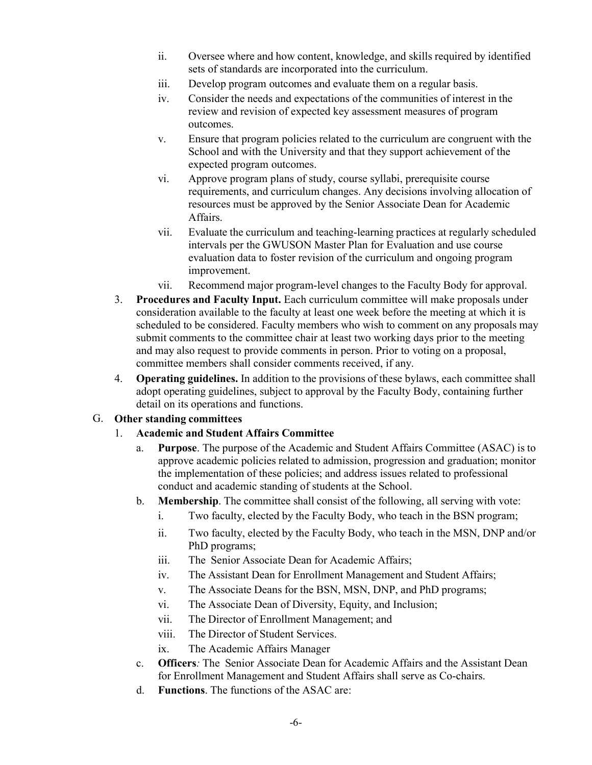ii. Oversee where and how content, knowledge, and skills required by identified sets of standards are incorporated into the curriculum.

iii. Develop program outcomes and evaluate them on a regular basis.

iv. Consider the needs and expectations of the communities of interest in the review and revision of expected key assessment measures of program outcomes.

v. Ensure that program policies related to the curriculum are congruent with the School and with the University and that they support achievement of the expected program outcomes.

vi. Approve program plans of study, course syllabi, prerequisite course requirements, and curriculum changes. Any decisions involving allocation of resources must be approved by the Senior Associate Dean for Academic Affairs.

vii. Evaluate the curriculum and teaching-learning practices at regularly scheduled intervals per the GWUSON Master Plan for Evaluation and use course evaluation data to foster revision of the curriculum and ongoing program improvement.

vii. Recommend major program-level changes to the Faculty Body for approval.

3. **Procedures and Faculty Input.** Each curriculum committee will make proposals under consideration available to the faculty at least one week before the meeting at which it is scheduled to be considered. Faculty members who wish to comment on any proposals may submit comments to the committee chair at least two working days prior to the meeting and may also request to provide comments in person. Prior to voting on a proposal, committee members shall consider comments received, if any.

4. **Operating guidelines.** In addition to the provisions of these bylaws, each committee shall adopt operating guidelines, subject to approval by the Faculty Body, containing further detail on its operations and functions.

G. **Other standing committees**

1. **Academic and Student Affairs Committee**

   a. **Purpose**. The purpose of the Academic and Student Affairs Committee (ASAC) is to approve academic policies related to admission, progression and graduation; monitor the implementation of these policies; and address issues related to professional conduct and academic standing of students at the School.

   b. **Membership**. The committee shall consist of the following, all serving with vote:

      i. Two faculty, elected by the Faculty Body, who teach in the BSN program;

      ii. Two faculty, elected by the Faculty Body, who teach in the MSN, DNP and/or PhD programs;

      iii. The Senior Associate Dean for Academic Affairs;

      iv. The Assistant Dean for Enrollment Management and Student Affairs;

      v. The Associate Deans for the BSN, MSN, DNP, and PhD programs;

      vi. The Associate Dean of Diversity, Equity, and Inclusion;

      vii. The Director of Enrollment Management; and

      viii. The Director of Student Services.

      ix. The Academic Affairs Manager

   c. **Officers***:* The Senior Associate Dean for Academic Affairs and the Assistant Dean for Enrollment Management and Student Affairs shall serve as Co-chairs.

   d. **Functions**. The functions of the ASAC are: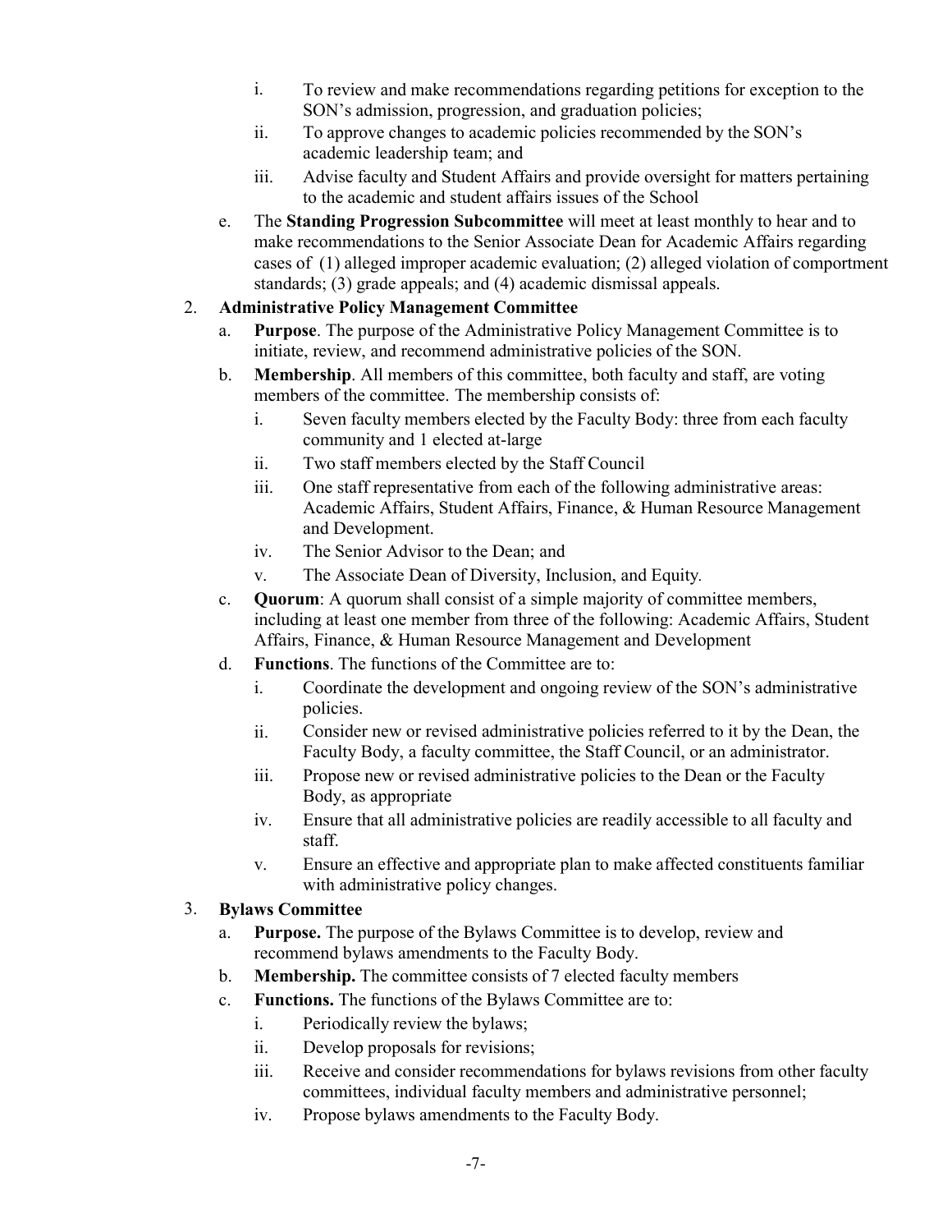i. To review and make recommendations regarding petitions for exception to the SON's admission, progression, and graduation policies;
   ii. To approve changes to academic policies recommended by the SON's academic leadership team; and
   iii. Advise faculty and Student Affairs and provide oversight for matters pertaining to the academic and student affairs issues of the School

e. The **Standing Progression Subcommittee** will meet at least monthly to hear and to make recommendations to the Senior Associate Dean for Academic Affairs regarding cases of (1) alleged improper academic evaluation; (2) alleged violation of comportment standards; (3) grade appeals; and (4) academic dismissal appeals.

2. **Administrative Policy Management Committee**
   a. **Purpose**. The purpose of the Administrative Policy Management Committee is to initiate, review, and recommend administrative policies of the SON.
   b. **Membership**. All members of this committee, both faculty and staff, are voting members of the committee. The membership consists of:
      i. Seven faculty members elected by the Faculty Body: three from each faculty community and 1 elected at-large
      ii. Two staff members elected by the Staff Council
      iii. One staff representative from each of the following administrative areas: Academic Affairs, Student Affairs, Finance, & Human Resource Management and Development.
      iv. The Senior Advisor to the Dean; and
      v. The Associate Dean of Diversity, Inclusion, and Equity.
   c. **Quorum**: A quorum shall consist of a simple majority of committee members, including at least one member from three of the following: Academic Affairs, Student Affairs, Finance, & Human Resource Management and Development
   d. **Functions**. The functions of the Committee are to:
      i. Coordinate the development and ongoing review of the SON's administrative policies.
      ii. Consider new or revised administrative policies referred to it by the Dean, the Faculty Body, a faculty committee, the Staff Council, or an administrator.
      iii. Propose new or revised administrative policies to the Dean or the Faculty Body, as appropriate
      iv. Ensure that all administrative policies are readily accessible to all faculty and staff.
      v. Ensure an effective and appropriate plan to make affected constituents familiar with administrative policy changes.

3. **Bylaws Committee**
   a. **Purpose.** The purpose of the Bylaws Committee is to develop, review and recommend bylaws amendments to the Faculty Body.
   b. **Membership.** The committee consists of 7 elected faculty members
   c. **Functions.** The functions of the Bylaws Committee are to:
      i. Periodically review the bylaws;
      ii. Develop proposals for revisions;
      iii. Receive and consider recommendations for bylaws revisions from other faculty committees, individual faculty members and administrative personnel;
      iv. Propose bylaws amendments to the Faculty Body.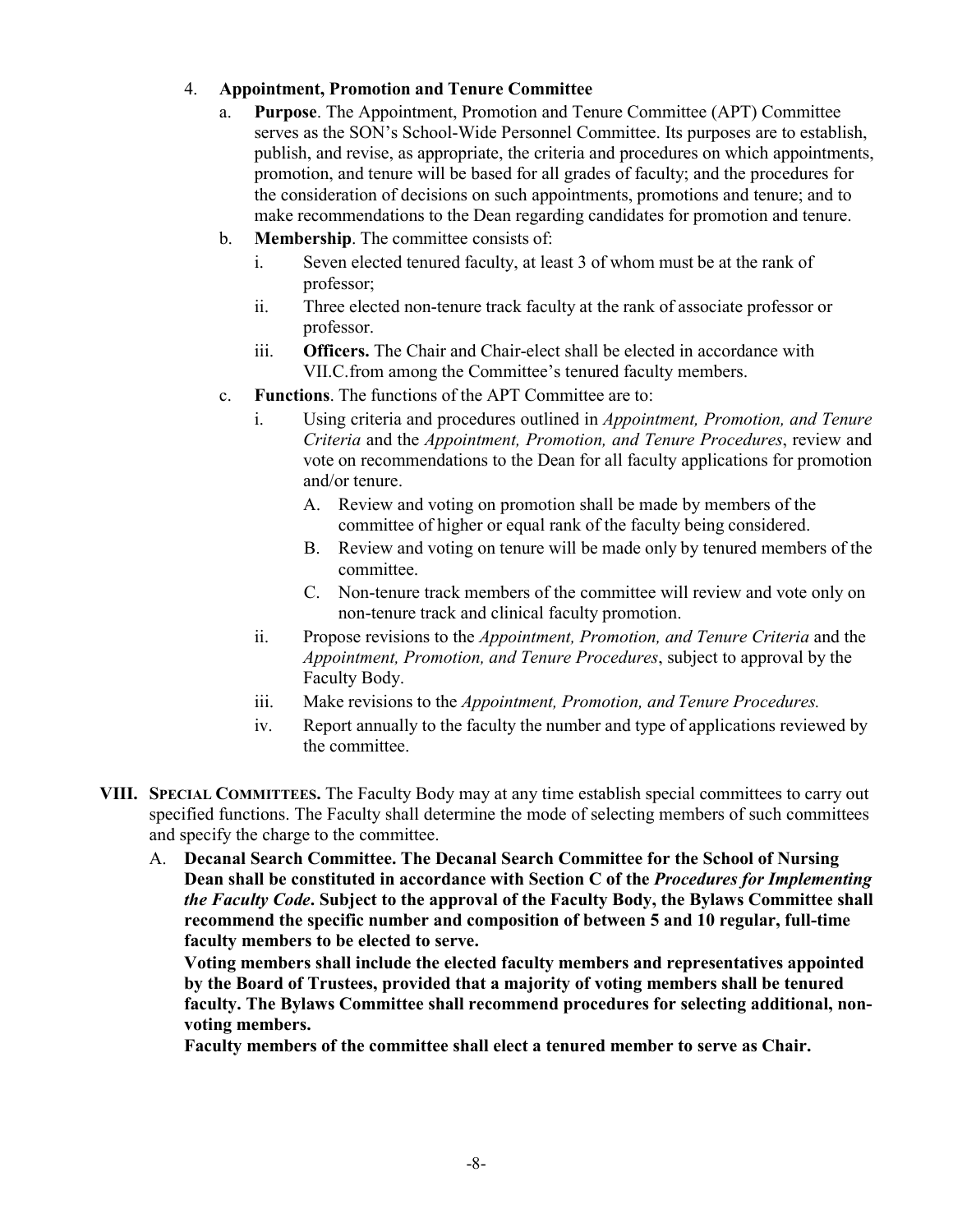4. **Appointment, Promotion and Tenure Committee**
   a. **Purpose**. The Appointment, Promotion and Tenure Committee (APT) Committee serves as the SON's School-Wide Personnel Committee. Its purposes are to establish, publish, and revise, as appropriate, the criteria and procedures on which appointments, promotion, and tenure will be based for all grades of faculty; and the procedures for the consideration of decisions on such appointments, promotions and tenure; and to make recommendations to the Dean regarding candidates for promotion and tenure.
   b. **Membership**. The committee consists of:
      i. Seven elected tenured faculty, at least 3 of whom must be at the rank of professor;
      ii. Three elected non-tenure track faculty at the rank of associate professor or professor.
      iii. **Officers.** The Chair and Chair-elect shall be elected in accordance with VII.C.from among the Committee's tenured faculty members.
   c. **Functions**. The functions of the APT Committee are to:
      i. Using criteria and procedures outlined in *Appointment, Promotion, and Tenure Criteria* and the *Appointment, Promotion, and Tenure Procedures*, review and vote on recommendations to the Dean for all faculty applications for promotion and/or tenure.
         A. Review and voting on promotion shall be made by members of the committee of higher or equal rank of the faculty being considered.
         B. Review and voting on tenure will be made only by tenured members of the committee.
         C. Non-tenure track members of the committee will review and vote only on non-tenure track and clinical faculty promotion.
      ii. Propose revisions to the *Appointment, Promotion, and Tenure Criteria* and the *Appointment, Promotion, and Tenure Procedures*, subject to approval by the Faculty Body.
      iii. Make revisions to the *Appointment, Promotion, and Tenure Procedures.*
      iv. Report annually to the faculty the number and type of applications reviewed by the committee.

## VIII. SPECIAL COMMITTEES.

**VIII. SPECIAL COMMITTEES.** The Faculty Body may at any time establish special committees to carry out specified functions. The Faculty shall determine the mode of selecting members of such committees and specify the charge to the committee.

A. **Decanal Search Committee. The Decanal Search Committee for the School of Nursing Dean shall be constituted in accordance with Section C of the *Procedures for Implementing the Faculty Code*. Subject to the approval of the Faculty Body, the Bylaws Committee shall recommend the specific number and composition of between 5 and 10 regular, full-time faculty members to be elected to serve.**

   **Voting members shall include the elected faculty members and representatives appointed by the Board of Trustees, provided that a majority of voting members shall be tenured faculty. The Bylaws Committee shall recommend procedures for selecting additional, non-voting members.**

   **Faculty members of the committee shall elect a tenured member to serve as Chair.**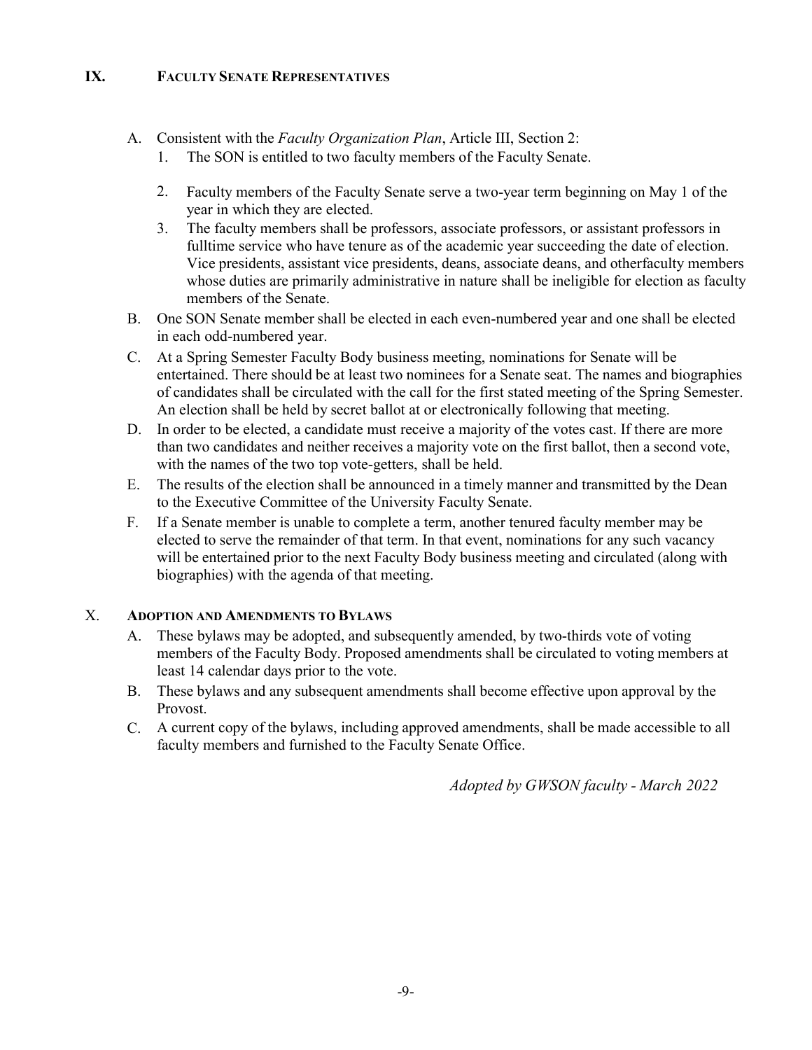## IX. Faculty Senate Representatives

A. Consistent with the *Faculty Organization Plan*, Article III, Section 2:

   1. The SON is entitled to two faculty members of the Faculty Senate.

   2. Faculty members of the Faculty Senate serve a two-year term beginning on May 1 of the year in which they are elected.

   3. The faculty members shall be professors, associate professors, or assistant professors in fulltime service who have tenure as of the academic year succeeding the date of election. Vice presidents, assistant vice presidents, deans, associate deans, and otherfaculty members whose duties are primarily administrative in nature shall be ineligible for election as faculty members of the Senate.

B. One SON Senate member shall be elected in each even-numbered year and one shall be elected in each odd-numbered year.

C. At a Spring Semester Faculty Body business meeting, nominations for Senate will be entertained. There should be at least two nominees for a Senate seat. The names and biographies of candidates shall be circulated with the call for the first stated meeting of the Spring Semester. An election shall be held by secret ballot at or electronically following that meeting.

D. In order to be elected, a candidate must receive a majority of the votes cast. If there are more than two candidates and neither receives a majority vote on the first ballot, then a second vote, with the names of the two top vote-getters, shall be held.

E. The results of the election shall be announced in a timely manner and transmitted by the Dean to the Executive Committee of the University Faculty Senate.

F. If a Senate member is unable to complete a term, another tenured faculty member may be elected to serve the remainder of that term. In that event, nominations for any such vacancy will be entertained prior to the next Faculty Body business meeting and circulated (along with biographies) with the agenda of that meeting.

## X. Adoption and Amendments to Bylaws

A. These bylaws may be adopted, and subsequently amended, by two-thirds vote of voting members of the Faculty Body. Proposed amendments shall be circulated to voting members at least 14 calendar days prior to the vote.

B. These bylaws and any subsequent amendments shall become effective upon approval by the Provost.

C. A current copy of the bylaws, including approved amendments, shall be made accessible to all faculty members and furnished to the Faculty Senate Office.

*Adopted by GWSON faculty - March 2022*